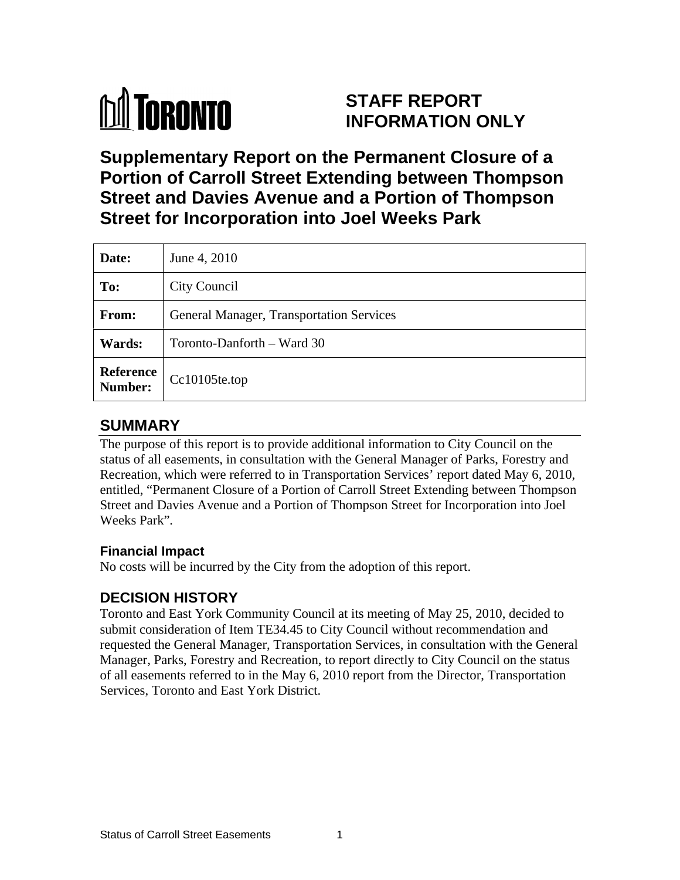TORONTO

# STAFF REPORT INFORMATION ONLY

# Supplementary Report on the Permanent Closure of a Portion of Carroll Street Extending between Thompson Street and Davies Avenue and a Portion of Thompson Street for Incorporation into Joel Weeks Park

| | |
|---|---|
| **Date:** | June 4, 2010 |
| **To:** | City Council |
| **From:** | General Manager, Transportation Services |
| **Wards:** | Toronto-Danforth – Ward 30 |
| **Reference Number:** | Cc10105te.top |

## SUMMARY

The purpose of this report is to provide additional information to City Council on the status of all easements, in consultation with the General Manager of Parks, Forestry and Recreation, which were referred to in Transportation Services' report dated May 6, 2010, entitled, "Permanent Closure of a Portion of Carroll Street Extending between Thompson Street and Davies Avenue and a Portion of Thompson Street for Incorporation into Joel Weeks Park".

### Financial Impact

No costs will be incurred by the City from the adoption of this report.

## DECISION HISTORY

Toronto and East York Community Council at its meeting of May 25, 2010, decided to submit consideration of Item TE34.45 to City Council without recommendation and requested the General Manager, Transportation Services, in consultation with the General Manager, Parks, Forestry and Recreation, to report directly to City Council on the status of all easements referred to in the May 6, 2010 report from the Director, Transportation Services, Toronto and East York District.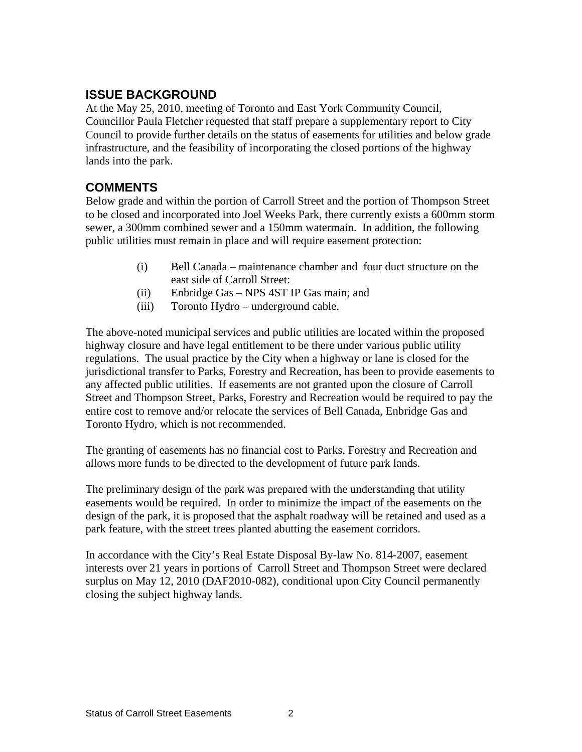## ISSUE BACKGROUND

At the May 25, 2010, meeting of Toronto and East York Community Council, Councillor Paula Fletcher requested that staff prepare a supplementary report to City Council to provide further details on the status of easements for utilities and below grade infrastructure, and the feasibility of incorporating the closed portions of the highway lands into the park.

## COMMENTS

Below grade and within the portion of Carroll Street and the portion of Thompson Street to be closed and incorporated into Joel Weeks Park, there currently exists a 600mm storm sewer, a 300mm combined sewer and a 150mm watermain. In addition, the following public utilities must remain in place and will require easement protection:

(i) Bell Canada – maintenance chamber and four duct structure on the east side of Carroll Street:
(ii) Enbridge Gas – NPS 4ST IP Gas main; and
(iii) Toronto Hydro – underground cable.

The above-noted municipal services and public utilities are located within the proposed highway closure and have legal entitlement to be there under various public utility regulations. The usual practice by the City when a highway or lane is closed for the jurisdictional transfer to Parks, Forestry and Recreation, has been to provide easements to any affected public utilities. If easements are not granted upon the closure of Carroll Street and Thompson Street, Parks, Forestry and Recreation would be required to pay the entire cost to remove and/or relocate the services of Bell Canada, Enbridge Gas and Toronto Hydro, which is not recommended.

The granting of easements has no financial cost to Parks, Forestry and Recreation and allows more funds to be directed to the development of future park lands.

The preliminary design of the park was prepared with the understanding that utility easements would be required. In order to minimize the impact of the easements on the design of the park, it is proposed that the asphalt roadway will be retained and used as a park feature, with the street trees planted abutting the easement corridors.

In accordance with the City's Real Estate Disposal By-law No. 814-2007, easement interests over 21 years in portions of Carroll Street and Thompson Street were declared surplus on May 12, 2010 (DAF2010-082), conditional upon City Council permanently closing the subject highway lands.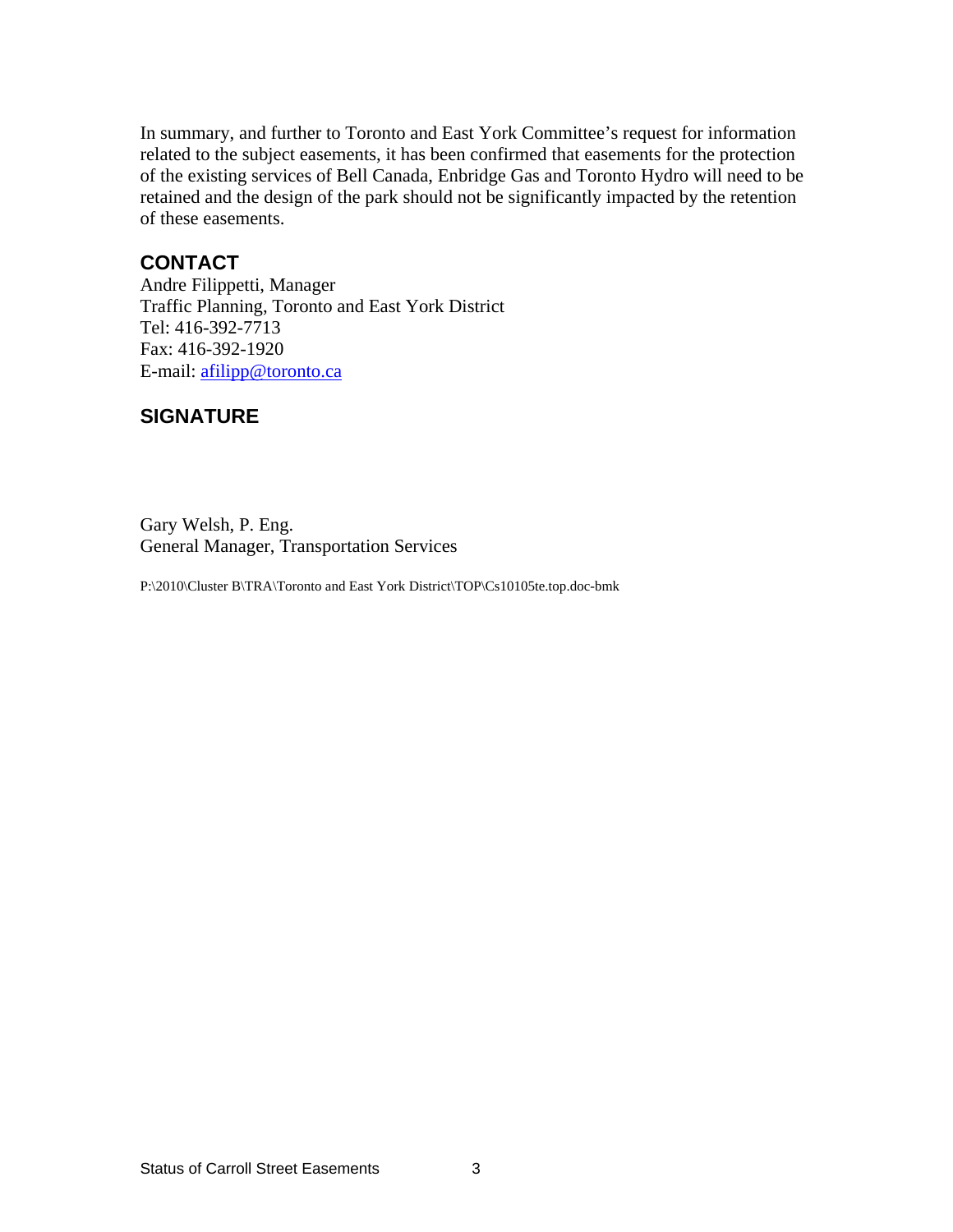In summary, and further to Toronto and East York Committee's request for information related to the subject easements, it has been confirmed that easements for the protection of the existing services of Bell Canada, Enbridge Gas and Toronto Hydro will need to be retained and the design of the park should not be significantly impacted by the retention of these easements.

## CONTACT

Andre Filippetti, Manager
Traffic Planning, Toronto and East York District
Tel: 416-392-7713
Fax: 416-392-1920
E-mail: afilipp@toronto.ca

## SIGNATURE

Gary Welsh, P. Eng.
General Manager, Transportation Services

P:\2010\Cluster B\TRA\Toronto and East York District\TOP\Cs10105te.top.doc-bmk